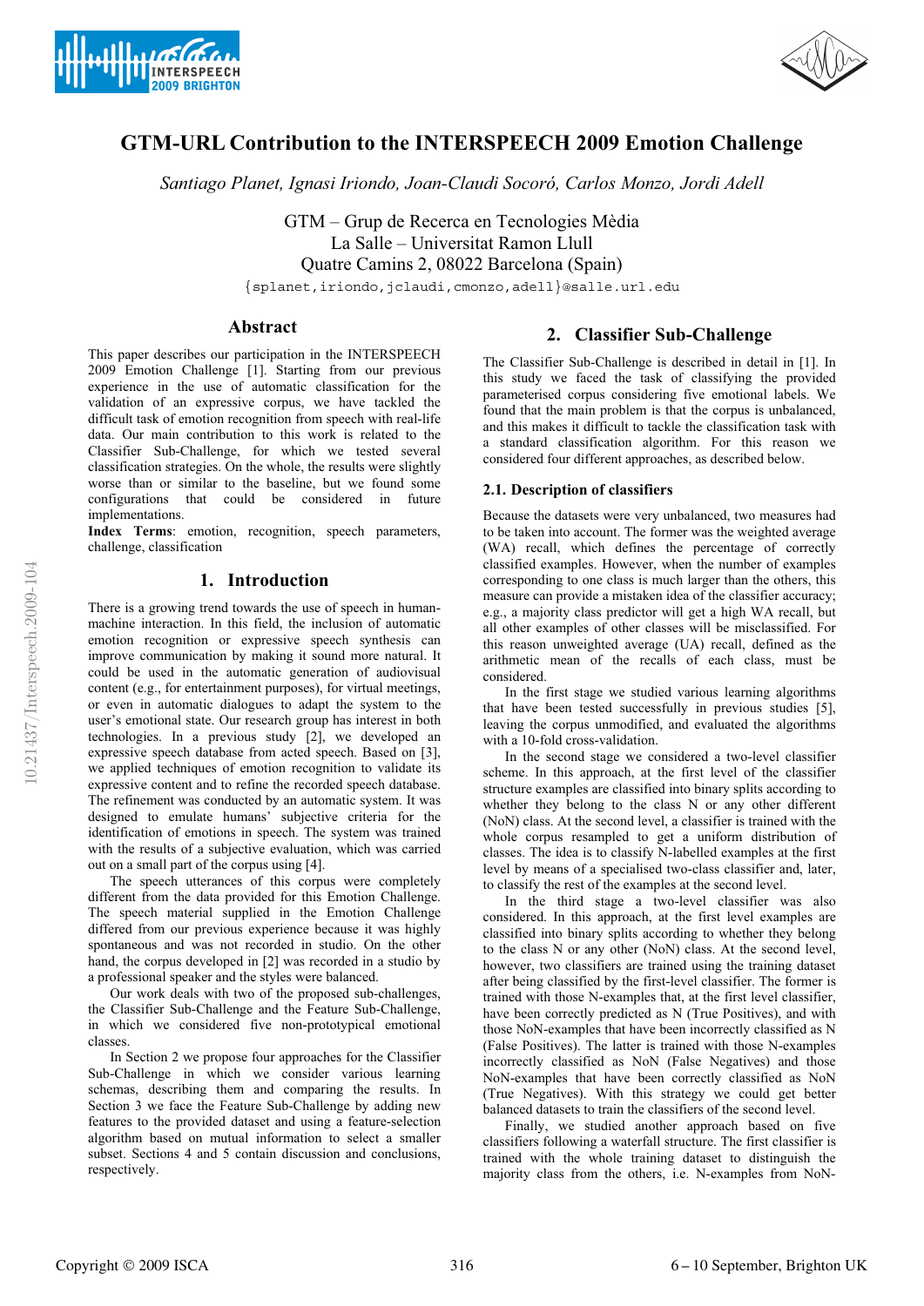# GTM-URL Contribution to the INTERSPEECH 2009 Emotion Challenge

*Santiago Planet, Ignasi Iriondo, Joan-Claudi Socoró, Carlos Monzo, Jordi Adell*

GTM – Grup de Recerca en Tecnologies Mèdia
La Salle – Universitat Ramon Llull
Quatre Camins 2, 08022 Barcelona (Spain)
{splanet,iriondo,jclaudi,cmonzo,adell}@salle.url.edu

## Abstract

This paper describes our participation in the INTERSPEECH 2009 Emotion Challenge [1]. Starting from our previous experience in the use of automatic classification for the validation of an expressive corpus, we have tackled the difficult task of emotion recognition from speech with real-life data. Our main contribution to this work is related to the Classifier Sub-Challenge, for which we tested several classification strategies. On the whole, the results were slightly worse than or similar to the baseline, but we found some configurations that could be considered in future implementations.

**Index Terms**: emotion, recognition, speech parameters, challenge, classification

## 1. Introduction

There is a growing trend towards the use of speech in human-machine interaction. In this field, the inclusion of automatic emotion recognition or expressive speech synthesis can improve communication by making it sound more natural. It could be used in the automatic generation of audiovisual content (e.g., for entertainment purposes), for virtual meetings, or even in automatic dialogues to adapt the system to the user's emotional state. Our research group has interest in both technologies. In a previous study [2], we developed an expressive speech database from acted speech. Based on [3], we applied techniques of emotion recognition to validate its expressive content and to refine the recorded speech database. The refinement was conducted by an automatic system. It was designed to emulate humans' subjective criteria for the identification of emotions in speech. The system was trained with the results of a subjective evaluation, which was carried out on a small part of the corpus using [4].

The speech utterances of this corpus were completely different from the data provided for this Emotion Challenge. The speech material supplied in the Emotion Challenge differed from our previous experience because it was highly spontaneous and was not recorded in studio. On the other hand, the corpus developed in [2] was recorded in a studio by a professional speaker and the styles were balanced.

Our work deals with two of the proposed sub-challenges, the Classifier Sub-Challenge and the Feature Sub-Challenge, in which we considered five non-prototypical emotional classes.

In Section 2 we propose four approaches for the Classifier Sub-Challenge in which we consider various learning schemas, describing them and comparing the results. In Section 3 we face the Feature Sub-Challenge by adding new features to the provided dataset and using a feature-selection algorithm based on mutual information to select a smaller subset. Sections 4 and 5 contain discussion and conclusions, respectively.

## 2. Classifier Sub-Challenge

The Classifier Sub-Challenge is described in detail in [1]. In this study we faced the task of classifying the provided parameterised corpus considering five emotional labels. We found that the main problem is that the corpus is unbalanced, and this makes it difficult to tackle the classification task with a standard classification algorithm. For this reason we considered four different approaches, as described below.

### 2.1. Description of classifiers

Because the datasets were very unbalanced, two measures had to be taken into account. The former was the weighted average (WA) recall, which defines the percentage of correctly classified examples. However, when the number of examples corresponding to one class is much larger than the others, this measure can provide a mistaken idea of the classifier accuracy; e.g., a majority class predictor will get a high WA recall, but all other examples of other classes will be misclassified. For this reason unweighted average (UA) recall, defined as the arithmetic mean of the recalls of each class, must be considered.

In the first stage we studied various learning algorithms that have been tested successfully in previous studies [5], leaving the corpus unmodified, and evaluated the algorithms with a 10-fold cross-validation.

In the second stage we considered a two-level classifier scheme. In this approach, at the first level of the classifier structure examples are classified into binary splits according to whether they belong to the class N or any other different (NoN) class. At the second level, a classifier is trained with the whole corpus resampled to get a uniform distribution of classes. The idea is to classify N-labelled examples at the first level by means of a specialised two-class classifier and, later, to classify the rest of the examples at the second level.

In the third stage a two-level classifier was also considered. In this approach, at the first level examples are classified into binary splits according to whether they belong to the class N or any other (NoN) class. At the second level, however, two classifiers are trained using the training dataset after being classified by the first-level classifier. The former is trained with those N-examples that, at the first level classifier, have been correctly predicted as N (True Positives), and with those NoN-examples that have been incorrectly classified as N (False Positives). The latter is trained with those N-examples incorrectly classified as NoN (False Negatives) and those NoN-examples that have been correctly classified as NoN (True Negatives). With this strategy we could get better balanced datasets to train the classifiers of the second level.

Finally, we studied another approach based on five classifiers following a waterfall structure. The first classifier is trained with the whole training dataset to distinguish the majority class from the others, i.e. N-examples from NoN-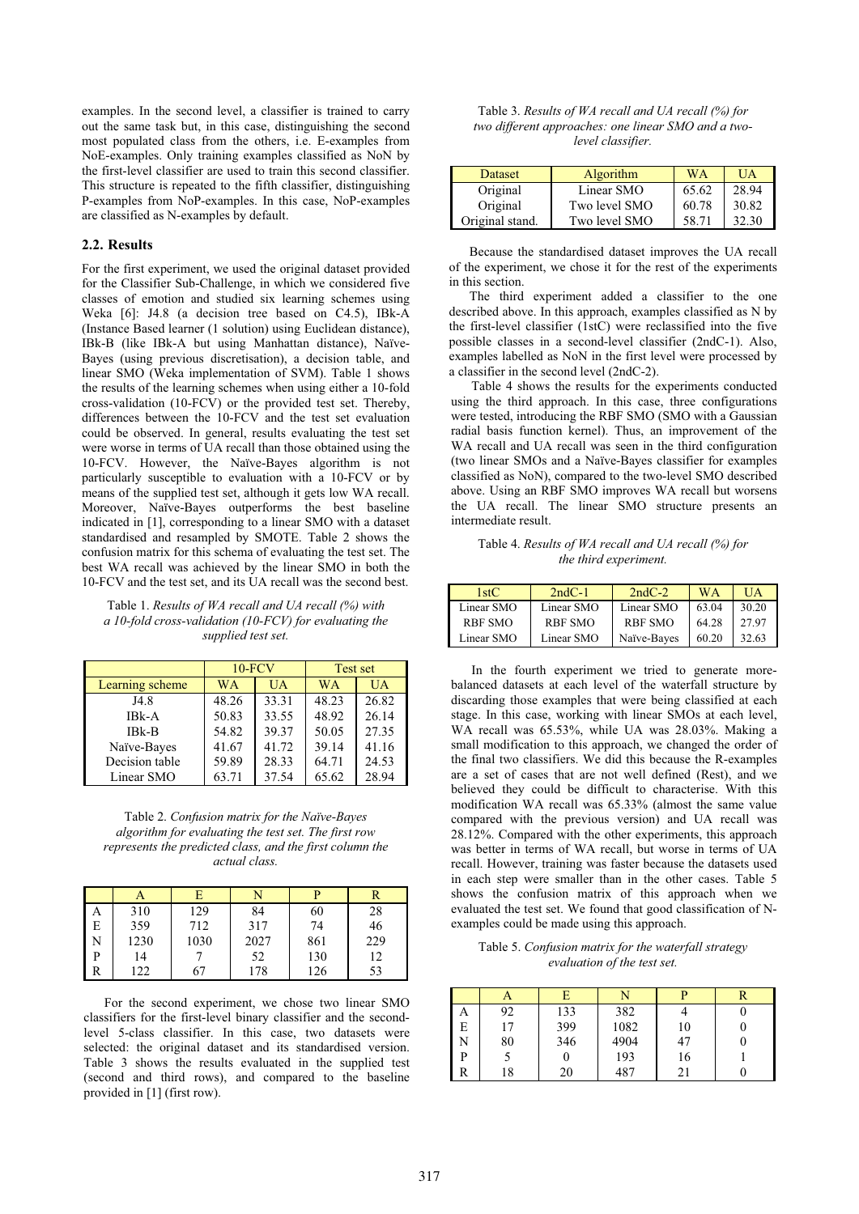examples. In the second level, a classifier is trained to carry out the same task but, in this case, distinguishing the second most populated class from the others, i.e. E-examples from NoE-examples. Only training examples classified as NoN by the first-level classifier are used to train this second classifier. This structure is repeated to the fifth classifier, distinguishing P-examples from NoP-examples. In this case, NoP-examples are classified as N-examples by default.

### 2.2. Results

For the first experiment, we used the original dataset provided for the Classifier Sub-Challenge, in which we considered five classes of emotion and studied six learning schemes using Weka [6]: J4.8 (a decision tree based on C4.5), IBk-A (Instance Based learner (1 solution) using Euclidean distance), IBk-B (like IBk-A but using Manhattan distance), Naïve-Bayes (using previous discretisation), a decision table, and linear SMO (Weka implementation of SVM). Table 1 shows the results of the learning schemes when using either a 10-fold cross-validation (10-FCV) or the provided test set. Thereby, differences between the 10-FCV and the test set evaluation could be observed. In general, results evaluating the test set were worse in terms of UA recall than those obtained using the 10-FCV. However, the Naïve-Bayes algorithm is not particularly susceptible to evaluation with a 10-FCV or by means of the supplied test set, although it gets low WA recall. Moreover, Naïve-Bayes outperforms the best baseline indicated in [1], corresponding to a linear SMO with a dataset standardised and resampled by SMOTE. Table 2 shows the confusion matrix for this schema of evaluating the test set. The best WA recall was achieved by the linear SMO in both the 10-FCV and the test set, and its UA recall was the second best.

Table 1. *Results of WA recall and UA recall (%) with a 10-fold cross-validation (10-FCV) for evaluating the supplied test set.*

| | 10-FCV | | Test set | |
|---|---|---|---|---|
| Learning scheme | WA | UA | WA | UA |
| J4.8 | 48.26 | 33.31 | 48.23 | 26.82 |
| IBk-A | 50.83 | 33.55 | 48.92 | 26.14 |
| IBk-B | 54.82 | 39.37 | 50.05 | 27.35 |
| Naïve-Bayes | 41.67 | 41.72 | 39.14 | 41.16 |
| Decision table | 59.89 | 28.33 | 64.71 | 24.53 |
| Linear SMO | 63.71 | 37.54 | 65.62 | 28.94 |

Table 2. *Confusion matrix for the Naïve-Bayes algorithm for evaluating the test set. The first row represents the predicted class, and the first column the actual class.*

| | A | E | N | P | R |
|---|---|---|---|---|---|
| A | 310 | 129 | 84 | 60 | 28 |
| E | 359 | 712 | 317 | 74 | 46 |
| N | 1230 | 1030 | 2027 | 861 | 229 |
| P | 14 | 7 | 52 | 130 | 12 |
| R | 122 | 67 | 178 | 126 | 53 |

For the second experiment, we chose two linear SMO classifiers for the first-level binary classifier and the second-level 5-class classifier. In this case, two datasets were selected: the original dataset and its standardised version. Table 3 shows the results evaluated in the supplied test (second and third rows), and compared to the baseline provided in [1] (first row).

Table 3. *Results of WA recall and UA recall (%) for two different approaches: one linear SMO and a two-level classifier.*

| Dataset | Algorithm | WA | UA |
|---|---|---|---|
| Original | Linear SMO | 65.62 | 28.94 |
| Original | Two level SMO | 60.78 | 30.82 |
| Original stand. | Two level SMO | 58.71 | 32.30 |

Because the standardised dataset improves the UA recall of the experiment, we chose it for the rest of the experiments in this section.

The third experiment added a classifier to the one described above. In this approach, examples classified as N by the first-level classifier (1stC) were reclassified into the five possible classes in a second-level classifier (2ndC-1). Also, examples labelled as NoN in the first level were processed by a classifier in the second level (2ndC-2).

Table 4 shows the results for the experiments conducted using the third approach. In this case, three configurations were tested, introducing the RBF SMO (SMO with a Gaussian radial basis function kernel). Thus, an improvement of the WA recall and UA recall was seen in the third configuration (two linear SMOs and a Naïve-Bayes classifier for examples classified as NoN), compared to the two-level SMO described above. Using an RBF SMO improves WA recall but worsens the UA recall. The linear SMO structure presents an intermediate result.

Table 4. *Results of WA recall and UA recall (%) for the third experiment.*

| 1stC | 2ndC-1 | 2ndC-2 | WA | UA |
|---|---|---|---|---|
| Linear SMO | Linear SMO | Linear SMO | 63.04 | 30.20 |
| RBF SMO | RBF SMO | RBF SMO | 64.28 | 27.97 |
| Linear SMO | Linear SMO | Naïve-Bayes | 60.20 | 32.63 |

In the fourth experiment we tried to generate more-balanced datasets at each level of the waterfall structure by discarding those examples that were being classified at each stage. In this case, working with linear SMOs at each level, WA recall was 65.53%, while UA was 28.03%. Making a small modification to this approach, we changed the order of the final two classifiers. We did this because the R-examples are a set of cases that are not well defined (Rest), and we believed they could be difficult to characterise. With this modification WA recall was 65.33% (almost the same value compared with the previous version) and UA recall was 28.12%. Compared with the other experiments, this approach was better in terms of WA recall, but worse in terms of UA recall. However, training was faster because the datasets used in each step were smaller than in the other cases. Table 5 shows the confusion matrix of this approach when we evaluated the test set. We found that good classification of N-examples could be made using this approach.

Table 5. *Confusion matrix for the waterfall strategy evaluation of the test set.*

| | A | E | N | P | R |
|---|---|---|---|---|---|
| A | 92 | 133 | 382 | 4 | 0 |
| E | 17 | 399 | 1082 | 10 | 0 |
| N | 80 | 346 | 4904 | 47 | 0 |
| P | 5 | 0 | 193 | 16 | 1 |
| R | 18 | 20 | 487 | 21 | 0 |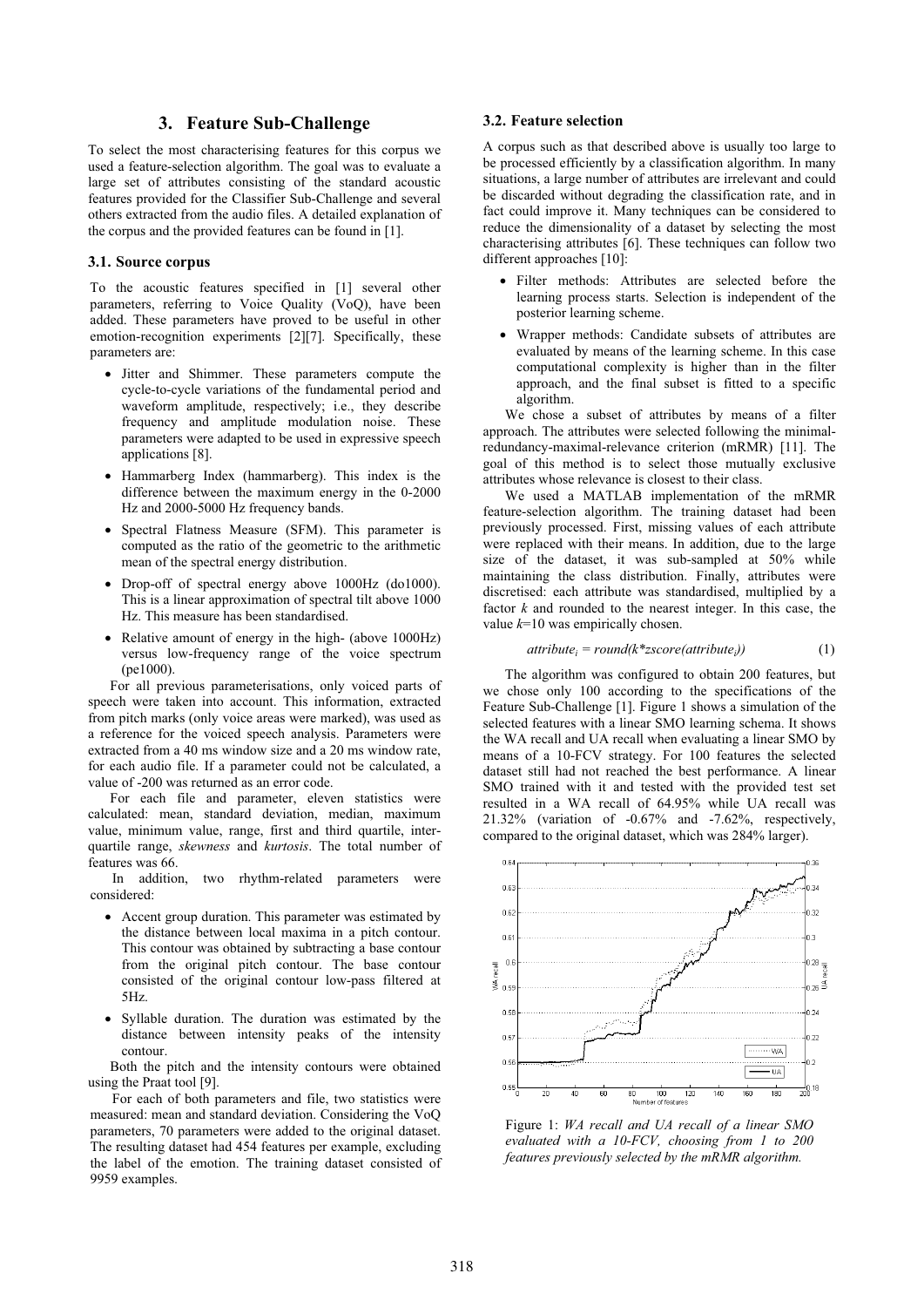## 3. Feature Sub-Challenge

To select the most characterising features for this corpus we used a feature-selection algorithm. The goal was to evaluate a large set of attributes consisting of the standard acoustic features provided for the Classifier Sub-Challenge and several others extracted from the audio files. A detailed explanation of the corpus and the provided features can be found in [1].

### 3.1. Source corpus

To the acoustic features specified in [1] several other parameters, referring to Voice Quality (VoQ), have been added. These parameters have proved to be useful in other emotion-recognition experiments [2][7]. Specifically, these parameters are:

- Jitter and Shimmer. These parameters compute the cycle-to-cycle variations of the fundamental period and waveform amplitude, respectively; i.e., they describe frequency and amplitude modulation noise. These parameters were adapted to be used in expressive speech applications [8].
- Hammarberg Index (hammarberg). This index is the difference between the maximum energy in the 0-2000 Hz and 2000-5000 Hz frequency bands.
- Spectral Flatness Measure (SFM). This parameter is computed as the ratio of the geometric to the arithmetic mean of the spectral energy distribution.
- Drop-off of spectral energy above 1000Hz (do1000). This is a linear approximation of spectral tilt above 1000 Hz. This measure has been standardised.
- Relative amount of energy in the high- (above 1000Hz) versus low-frequency range of the voice spectrum (pe1000).

For all previous parameterisations, only voiced parts of speech were taken into account. This information, extracted from pitch marks (only voice areas were marked), was used as a reference for the voiced speech analysis. Parameters were extracted from a 40 ms window size and a 20 ms window rate, for each audio file. If a parameter could not be calculated, a value of -200 was returned as an error code.

For each file and parameter, eleven statistics were calculated: mean, standard deviation, median, maximum value, minimum value, range, first and third quartile, inter-quartile range, *skewness* and *kurtosis*. The total number of features was 66.

In addition, two rhythm-related parameters were considered:

- Accent group duration. This parameter was estimated by the distance between local maxima in a pitch contour. This contour was obtained by subtracting a base contour from the original pitch contour. The base contour consisted of the original contour low-pass filtered at 5Hz.
- Syllable duration. The duration was estimated by the distance between intensity peaks of the intensity contour.

Both the pitch and the intensity contours were obtained using the Praat tool [9].

For each of both parameters and file, two statistics were measured: mean and standard deviation. Considering the VoQ parameters, 70 parameters were added to the original dataset. The resulting dataset had 454 features per example, excluding the label of the emotion. The training dataset consisted of 9959 examples.

### 3.2. Feature selection

A corpus such as that described above is usually too large to be processed efficiently by a classification algorithm. In many situations, a large number of attributes are irrelevant and could be discarded without degrading the classification rate, and in fact could improve it. Many techniques can be considered to reduce the dimensionality of a dataset by selecting the most characterising attributes [6]. These techniques can follow two different approaches [10]:

- Filter methods: Attributes are selected before the learning process starts. Selection is independent of the posterior learning scheme.
- Wrapper methods: Candidate subsets of attributes are evaluated by means of the learning scheme. In this case computational complexity is higher than in the filter approach, and the final subset is fitted to a specific algorithm.

We chose a subset of attributes by means of a filter approach. The attributes were selected following the minimal-redundancy-maximal-relevance criterion (mRMR) [11]. The goal of this method is to select those mutually exclusive attributes whose relevance is closest to their class.

We used a MATLAB implementation of the mRMR feature-selection algorithm. The training dataset had been previously processed. First, missing values of each attribute were replaced with their means. In addition, due to the large size of the dataset, it was sub-sampled at 50% while maintaining the class distribution. Finally, attributes were discretised: each attribute was standardised, multiplied by a factor $k$ and rounded to the nearest integer. In this case, the value $k$=10 was empirically chosen.

$$attribute_i = round(k*zscore(attribute_i)) \quad (1)$$

The algorithm was configured to obtain 200 features, but we chose only 100 according to the specifications of the Feature Sub-Challenge [1]. Figure 1 shows a simulation of the selected features with a linear SMO learning schema. It shows the WA recall and UA recall when evaluating a linear SMO by means of a 10-FCV strategy. For 100 features the selected dataset still had not reached the best performance. A linear SMO trained with it and tested with the provided test set resulted in a WA recall of 64.95% while UA recall was 21.32% (variation of -0.67% and -7.62%, respectively, compared to the original dataset, which was 284% larger).

Figure 1: *WA recall and UA recall of a linear SMO evaluated with a 10-FCV, choosing from 1 to 200 features previously selected by the mRMR algorithm.*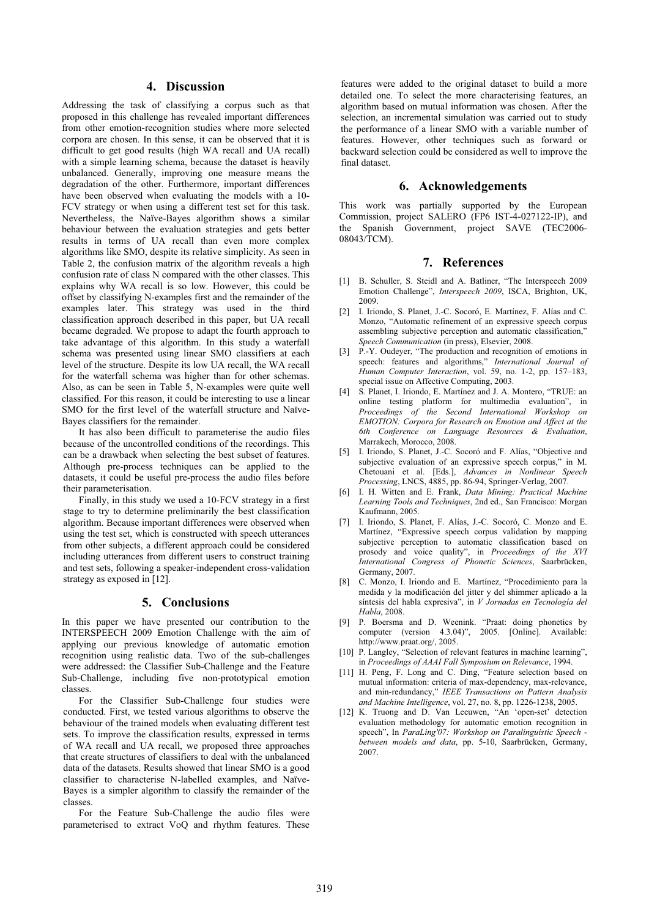## 4. Discussion

Addressing the task of classifying a corpus such as that proposed in this challenge has revealed important differences from other emotion-recognition studies where more selected corpora are chosen. In this sense, it can be observed that it is difficult to get good results (high WA recall and UA recall) with a simple learning schema, because the dataset is heavily unbalanced. Generally, improving one measure means the degradation of the other. Furthermore, important differences have been observed when evaluating the models with a 10-FCV strategy or when using a different test set for this task. Nevertheless, the Naïve-Bayes algorithm shows a similar behaviour between the evaluation strategies and gets better results in terms of UA recall than even more complex algorithms like SMO, despite its relative simplicity. As seen in Table 2, the confusion matrix of the algorithm reveals a high confusion rate of class N compared with the other classes. This explains why WA recall is so low. However, this could be offset by classifying N-examples first and the remainder of the examples later. This strategy was used in the third classification approach described in this paper, but UA recall became degraded. We propose to adapt the fourth approach to take advantage of this algorithm. In this study a waterfall schema was presented using linear SMO classifiers at each level of the structure. Despite its low UA recall, the WA recall for the waterfall schema was higher than for other schemas. Also, as can be seen in Table 5, N-examples were quite well classified. For this reason, it could be interesting to use a linear SMO for the first level of the waterfall structure and Naïve-Bayes classifiers for the remainder.

It has also been difficult to parameterise the audio files because of the uncontrolled conditions of the recordings. This can be a drawback when selecting the best subset of features. Although pre-process techniques can be applied to the datasets, it could be useful pre-process the audio files before their parameterisation.

Finally, in this study we used a 10-FCV strategy in a first stage to try to determine preliminarily the best classification algorithm. Because important differences were observed when using the test set, which is constructed with speech utterances from other subjects, a different approach could be considered including utterances from different users to construct training and test sets, following a speaker-independent cross-validation strategy as exposed in [12].

## 5. Conclusions

In this paper we have presented our contribution to the INTERSPEECH 2009 Emotion Challenge with the aim of applying our previous knowledge of automatic emotion recognition using realistic data. Two of the sub-challenges were addressed: the Classifier Sub-Challenge and the Feature Sub-Challenge, including five non-prototypical emotion classes.

For the Classifier Sub-Challenge four studies were conducted. First, we tested various algorithms to observe the behaviour of the trained models when evaluating different test sets. To improve the classification results, expressed in terms of WA recall and UA recall, we proposed three approaches that create structures of classifiers to deal with the unbalanced data of the datasets. Results showed that linear SMO is a good classifier to characterise N-labelled examples, and Naïve-Bayes is a simpler algorithm to classify the remainder of the classes.

For the Feature Sub-Challenge the audio files were parameterised to extract VoQ and rhythm features. These features were added to the original dataset to build a more detailed one. To select the more characterising features, an algorithm based on mutual information was chosen. After the selection, an incremental simulation was carried out to study the performance of a linear SMO with a variable number of features. However, other techniques such as forward or backward selection could be considered as well to improve the final dataset.

## 6. Acknowledgements

This work was partially supported by the European Commission, project SALERO (FP6 IST-4-027122-IP), and the Spanish Government, project SAVE (TEC2006-08043/TCM).

## 7. References

[1] B. Schuller, S. Steidl and A. Batliner, "The Interspeech 2009 Emotion Challenge", *Interspeech 2009*, ISCA, Brighton, UK, 2009.

[2] I. Iriondo, S. Planet, J.-C. Socoró, E. Martínez, F. Alías and C. Monzo, "Automatic refinement of an expressive speech corpus assembling subjective perception and automatic classification," *Speech Communication* (in press), Elsevier, 2008.

[3] P.-Y. Oudeyer, "The production and recognition of emotions in speech: features and algorithms," *International Journal of Human Computer Interaction*, vol. 59, no. 1-2, pp. 157–183, special issue on Affective Computing, 2003.

[4] S. Planet, I. Iriondo, E. Martínez and J. A. Montero, "TRUE: an online testing platform for multimedia evaluation", in *Proceedings of the Second International Workshop on EMOTION: Corpora for Research on Emotion and Affect at the 6th Conference on Language Resources & Evaluation*, Marrakech, Morocco, 2008.

[5] I. Iriondo, S. Planet, J.-C. Socoró and F. Alías, "Objective and subjective evaluation of an expressive speech corpus," in M. Chetouani et al. [Eds.], *Advances in Nonlinear Speech Processing*, LNCS, 4885, pp. 86-94, Springer-Verlag, 2007.

[6] I. H. Witten and E. Frank, *Data Mining: Practical Machine Learning Tools and Techniques*, 2nd ed., San Francisco: Morgan Kaufmann, 2005.

[7] I. Iriondo, S. Planet, F. Alías, J.-C. Socoró, C. Monzo and E. Martínez, "Expressive speech corpus validation by mapping subjective perception to automatic classification based on prosody and voice quality", in *Proceedings of the XVI International Congress of Phonetic Sciences*, Saarbrücken, Germany, 2007.

[8] C. Monzo, I. Iriondo and E. Martínez, "Procedimiento para la medida y la modificación del jitter y del shimmer aplicado a la síntesis del habla expresiva", in *V Jornadas en Tecnología del Habla*, 2008.

[9] P. Boersma and D. Weenink. "Praat: doing phonetics by computer (version 4.3.04)", 2005. [Online]. Available: http://www.praat.org/, 2005.

[10] P. Langley, "Selection of relevant features in machine learning", in *Proceedings of AAAI Fall Symposium on Relevance*, 1994.

[11] H. Peng, F. Long and C. Ding, "Feature selection based on mutual information: criteria of max-dependency, max-relevance, and min-redundancy," *IEEE Transactions on Pattern Analysis and Machine Intelligence*, vol. 27, no. 8, pp. 1226-1238, 2005.

[12] K. Truong and D. Van Leeuwen, "An 'open-set' detection evaluation methodology for automatic emotion recognition in speech", In *ParaLing'07: Workshop on Paralinguistic Speech - between models and data*, pp. 5-10, Saarbrücken, Germany, 2007.